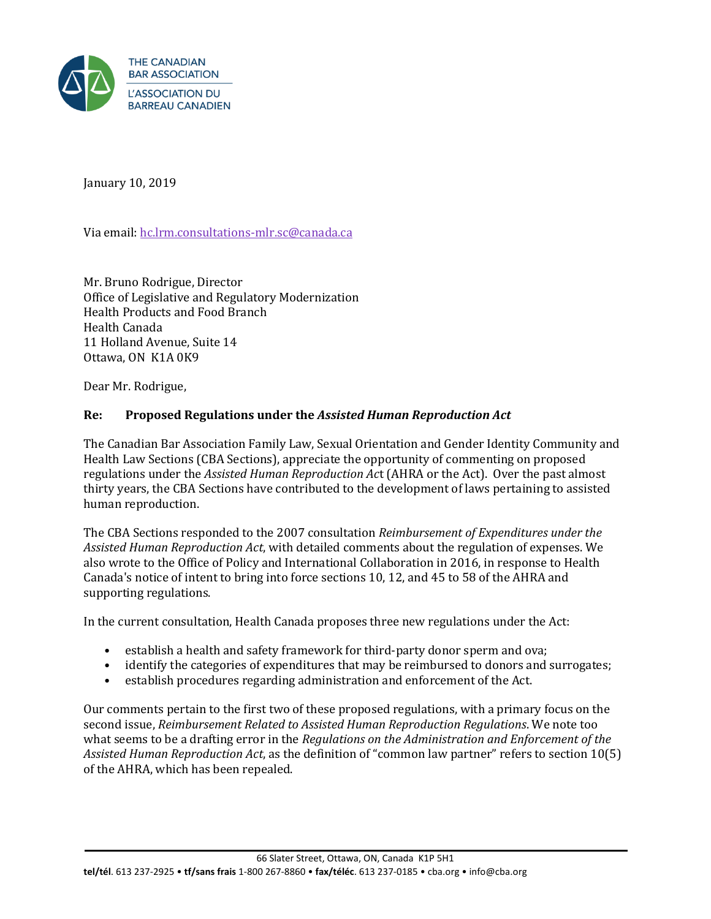THE CANADIAN BAR ASSOCIATION
L'ASSOCIATION DU BARREAU CANADIEN

January 10, 2019

Via email: hc.lrm.consultations-mlr.sc@canada.ca

Mr. Bruno Rodrigue, Director
Office of Legislative and Regulatory Modernization
Health Products and Food Branch
Health Canada
11 Holland Avenue, Suite 14
Ottawa, ON K1A 0K9

Dear Mr. Rodrigue,

**Re: Proposed Regulations under the *Assisted Human Reproduction Act***

The Canadian Bar Association Family Law, Sexual Orientation and Gender Identity Community and Health Law Sections (CBA Sections), appreciate the opportunity of commenting on proposed regulations under the *Assisted Human Reproduction Act* (AHRA or the Act). Over the past almost thirty years, the CBA Sections have contributed to the development of laws pertaining to assisted human reproduction.

The CBA Sections responded to the 2007 consultation *Reimbursement of Expenditures under the Assisted Human Reproduction Act*, with detailed comments about the regulation of expenses. We also wrote to the Office of Policy and International Collaboration in 2016, in response to Health Canada's notice of intent to bring into force sections 10, 12, and 45 to 58 of the AHRA and supporting regulations.

In the current consultation, Health Canada proposes three new regulations under the Act:

- establish a health and safety framework for third-party donor sperm and ova;
- identify the categories of expenditures that may be reimbursed to donors and surrogates;
- establish procedures regarding administration and enforcement of the Act.

Our comments pertain to the first two of these proposed regulations, with a primary focus on the second issue, *Reimbursement Related to Assisted Human Reproduction Regulations*. We note too what seems to be a drafting error in the *Regulations on the Administration and Enforcement of the Assisted Human Reproduction Act*, as the definition of "common law partner" refers to section 10(5) of the AHRA, which has been repealed.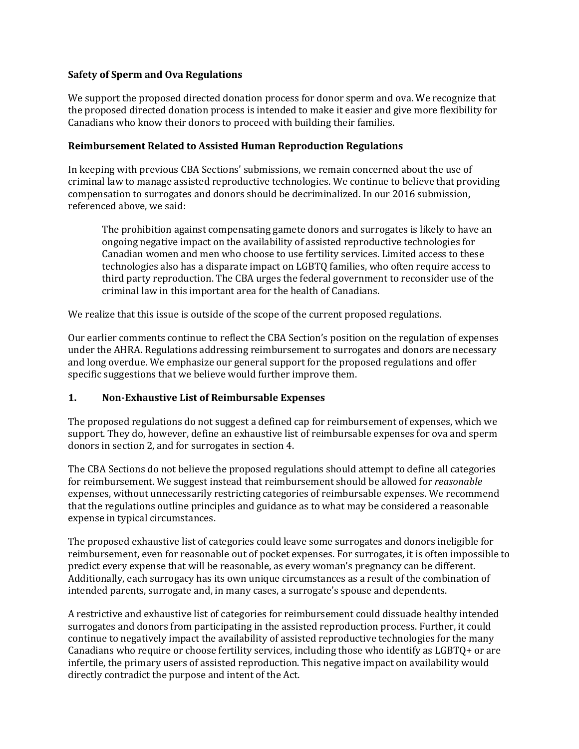**Safety of Sperm and Ova Regulations**

We support the proposed directed donation process for donor sperm and ova. We recognize that the proposed directed donation process is intended to make it easier and give more flexibility for Canadians who know their donors to proceed with building their families.

**Reimbursement Related to Assisted Human Reproduction Regulations**

In keeping with previous CBA Sections' submissions, we remain concerned about the use of criminal law to manage assisted reproductive technologies. We continue to believe that providing compensation to surrogates and donors should be decriminalized. In our 2016 submission, referenced above, we said:

> The prohibition against compensating gamete donors and surrogates is likely to have an ongoing negative impact on the availability of assisted reproductive technologies for Canadian women and men who choose to use fertility services. Limited access to these technologies also has a disparate impact on LGBTQ families, who often require access to third party reproduction. The CBA urges the federal government to reconsider use of the criminal law in this important area for the health of Canadians.

We realize that this issue is outside of the scope of the current proposed regulations.

Our earlier comments continue to reflect the CBA Section's position on the regulation of expenses under the AHRA. Regulations addressing reimbursement to surrogates and donors are necessary and long overdue. We emphasize our general support for the proposed regulations and offer specific suggestions that we believe would further improve them.

**1. Non-Exhaustive List of Reimbursable Expenses**

The proposed regulations do not suggest a defined cap for reimbursement of expenses, which we support. They do, however, define an exhaustive list of reimbursable expenses for ova and sperm donors in section 2, and for surrogates in section 4.

The CBA Sections do not believe the proposed regulations should attempt to define all categories for reimbursement. We suggest instead that reimbursement should be allowed for *reasonable* expenses, without unnecessarily restricting categories of reimbursable expenses. We recommend that the regulations outline principles and guidance as to what may be considered a reasonable expense in typical circumstances.

The proposed exhaustive list of categories could leave some surrogates and donors ineligible for reimbursement, even for reasonable out of pocket expenses. For surrogates, it is often impossible to predict every expense that will be reasonable, as every woman's pregnancy can be different. Additionally, each surrogacy has its own unique circumstances as a result of the combination of intended parents, surrogate and, in many cases, a surrogate's spouse and dependents.

A restrictive and exhaustive list of categories for reimbursement could dissuade healthy intended surrogates and donors from participating in the assisted reproduction process. Further, it could continue to negatively impact the availability of assisted reproductive technologies for the many Canadians who require or choose fertility services, including those who identify as LGBTQ+ or are infertile, the primary users of assisted reproduction. This negative impact on availability would directly contradict the purpose and intent of the Act.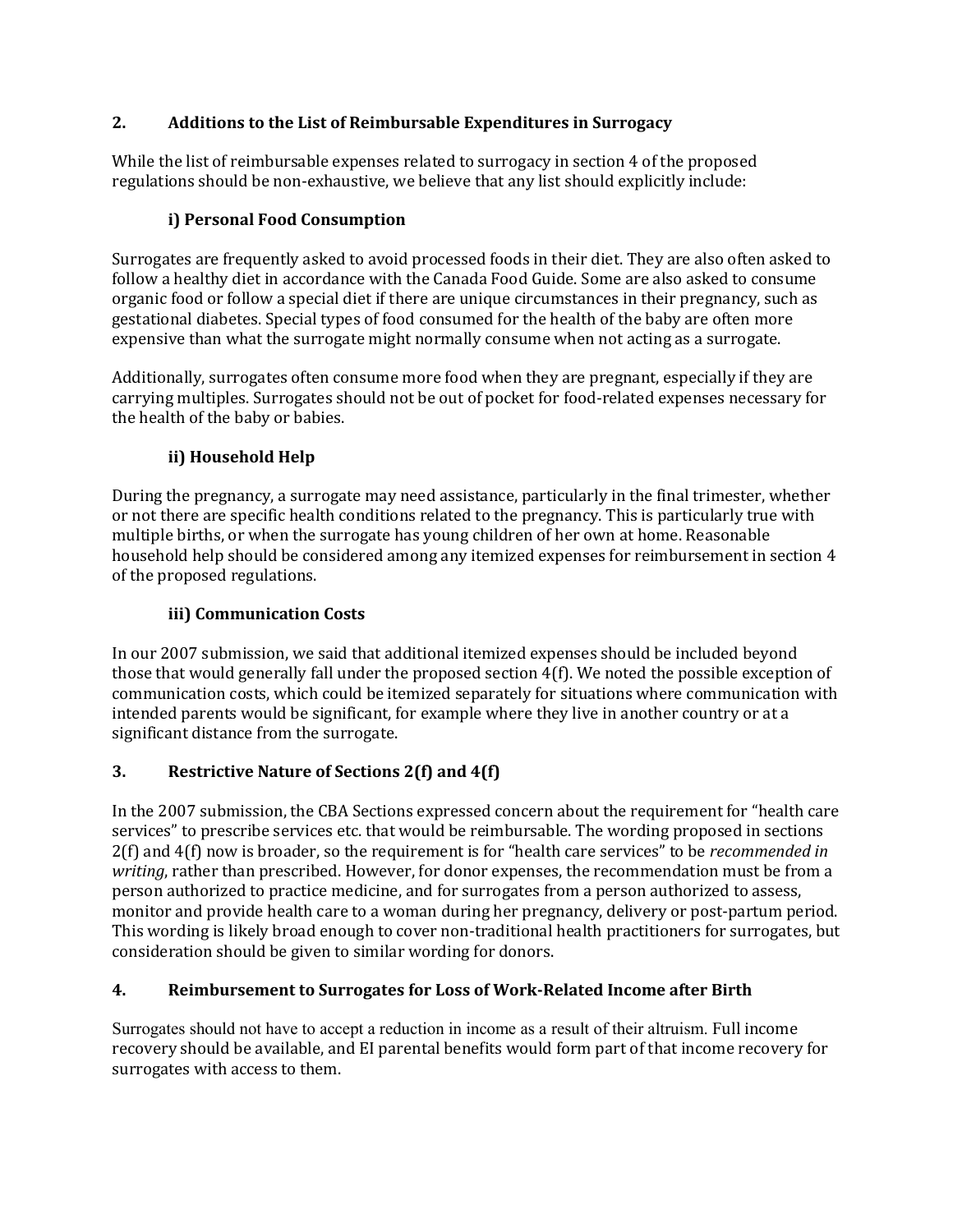## 2. Additions to the List of Reimbursable Expenditures in Surrogacy

While the list of reimbursable expenses related to surrogacy in section 4 of the proposed regulations should be non-exhaustive, we believe that any list should explicitly include:

### i) Personal Food Consumption

Surrogates are frequently asked to avoid processed foods in their diet. They are also often asked to follow a healthy diet in accordance with the Canada Food Guide. Some are also asked to consume organic food or follow a special diet if there are unique circumstances in their pregnancy, such as gestational diabetes. Special types of food consumed for the health of the baby are often more expensive than what the surrogate might normally consume when not acting as a surrogate.

Additionally, surrogates often consume more food when they are pregnant, especially if they are carrying multiples. Surrogates should not be out of pocket for food-related expenses necessary for the health of the baby or babies.

### ii) Household Help

During the pregnancy, a surrogate may need assistance, particularly in the final trimester, whether or not there are specific health conditions related to the pregnancy. This is particularly true with multiple births, or when the surrogate has young children of her own at home. Reasonable household help should be considered among any itemized expenses for reimbursement in section 4 of the proposed regulations.

### iii) Communication Costs

In our 2007 submission, we said that additional itemized expenses should be included beyond those that would generally fall under the proposed section 4(f). We noted the possible exception of communication costs, which could be itemized separately for situations where communication with intended parents would be significant, for example where they live in another country or at a significant distance from the surrogate.

## 3. Restrictive Nature of Sections 2(f) and 4(f)

In the 2007 submission, the CBA Sections expressed concern about the requirement for "health care services" to prescribe services etc. that would be reimbursable. The wording proposed in sections 2(f) and 4(f) now is broader, so the requirement is for "health care services" to be *recommended in writing*, rather than prescribed. However, for donor expenses, the recommendation must be from a person authorized to practice medicine, and for surrogates from a person authorized to assess, monitor and provide health care to a woman during her pregnancy, delivery or post-partum period. This wording is likely broad enough to cover non-traditional health practitioners for surrogates, but consideration should be given to similar wording for donors.

## 4. Reimbursement to Surrogates for Loss of Work-Related Income after Birth

Surrogates should not have to accept a reduction in income as a result of their altruism. Full income recovery should be available, and EI parental benefits would form part of that income recovery for surrogates with access to them.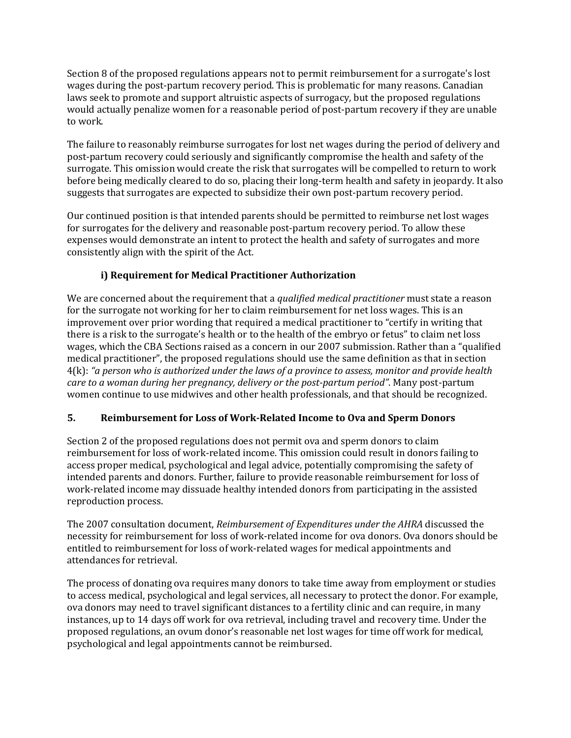Section 8 of the proposed regulations appears not to permit reimbursement for a surrogate's lost wages during the post-partum recovery period. This is problematic for many reasons. Canadian laws seek to promote and support altruistic aspects of surrogacy, but the proposed regulations would actually penalize women for a reasonable period of post-partum recovery if they are unable to work.

The failure to reasonably reimburse surrogates for lost net wages during the period of delivery and post-partum recovery could seriously and significantly compromise the health and safety of the surrogate. This omission would create the risk that surrogates will be compelled to return to work before being medically cleared to do so, placing their long-term health and safety in jeopardy. It also suggests that surrogates are expected to subsidize their own post-partum recovery period.

Our continued position is that intended parents should be permitted to reimburse net lost wages for surrogates for the delivery and reasonable post-partum recovery period. To allow these expenses would demonstrate an intent to protect the health and safety of surrogates and more consistently align with the spirit of the Act.

### i) Requirement for Medical Practitioner Authorization

We are concerned about the requirement that a *qualified medical practitioner* must state a reason for the surrogate not working for her to claim reimbursement for net loss wages. This is an improvement over prior wording that required a medical practitioner to "certify in writing that there is a risk to the surrogate's health or to the health of the embryo or fetus" to claim net loss wages, which the CBA Sections raised as a concern in our 2007 submission. Rather than a "qualified medical practitioner", the proposed regulations should use the same definition as that in section 4(k): *"a person who is authorized under the laws of a province to assess, monitor and provide health care to a woman during her pregnancy, delivery or the post-partum period"*. Many post-partum women continue to use midwives and other health professionals, and that should be recognized.

## 5. Reimbursement for Loss of Work-Related Income to Ova and Sperm Donors

Section 2 of the proposed regulations does not permit ova and sperm donors to claim reimbursement for loss of work-related income. This omission could result in donors failing to access proper medical, psychological and legal advice, potentially compromising the safety of intended parents and donors. Further, failure to provide reasonable reimbursement for loss of work-related income may dissuade healthy intended donors from participating in the assisted reproduction process.

The 2007 consultation document, *Reimbursement of Expenditures under the AHRA* discussed the necessity for reimbursement for loss of work-related income for ova donors. Ova donors should be entitled to reimbursement for loss of work-related wages for medical appointments and attendances for retrieval.

The process of donating ova requires many donors to take time away from employment or studies to access medical, psychological and legal services, all necessary to protect the donor. For example, ova donors may need to travel significant distances to a fertility clinic and can require, in many instances, up to 14 days off work for ova retrieval, including travel and recovery time. Under the proposed regulations, an ovum donor's reasonable net lost wages for time off work for medical, psychological and legal appointments cannot be reimbursed.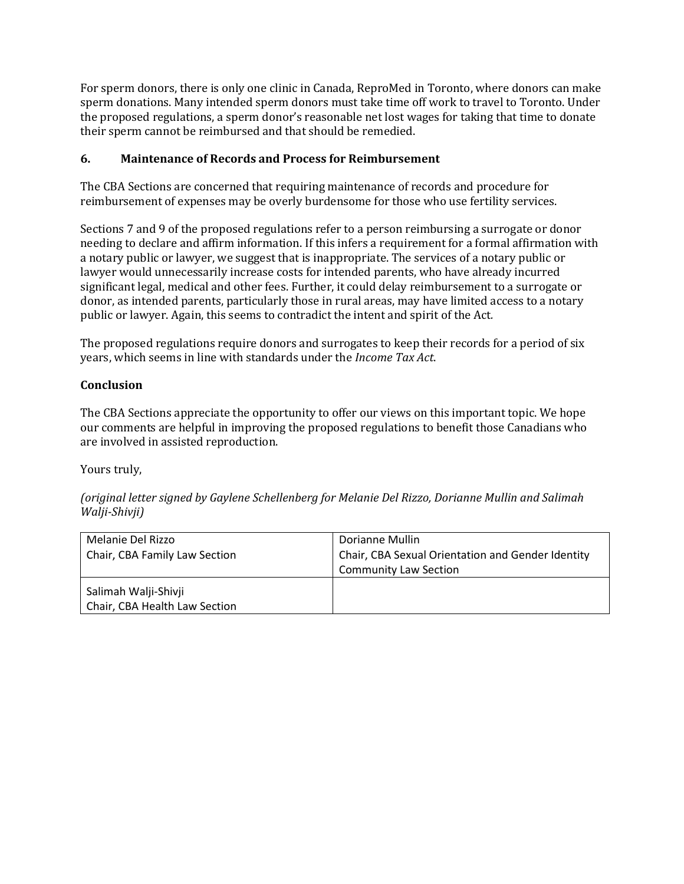For sperm donors, there is only one clinic in Canada, ReproMed in Toronto, where donors can make sperm donations. Many intended sperm donors must take time off work to travel to Toronto. Under the proposed regulations, a sperm donor's reasonable net lost wages for taking that time to donate their sperm cannot be reimbursed and that should be remedied.

### 6. Maintenance of Records and Process for Reimbursement

The CBA Sections are concerned that requiring maintenance of records and procedure for reimbursement of expenses may be overly burdensome for those who use fertility services.

Sections 7 and 9 of the proposed regulations refer to a person reimbursing a surrogate or donor needing to declare and affirm information. If this infers a requirement for a formal affirmation with a notary public or lawyer, we suggest that is inappropriate. The services of a notary public or lawyer would unnecessarily increase costs for intended parents, who have already incurred significant legal, medical and other fees. Further, it could delay reimbursement to a surrogate or donor, as intended parents, particularly those in rural areas, may have limited access to a notary public or lawyer. Again, this seems to contradict the intent and spirit of the Act.

The proposed regulations require donors and surrogates to keep their records for a period of six years, which seems in line with standards under the *Income Tax Act*.

### Conclusion

The CBA Sections appreciate the opportunity to offer our views on this important topic. We hope our comments are helpful in improving the proposed regulations to benefit those Canadians who are involved in assisted reproduction.

Yours truly,

*(original letter signed by Gaylene Schellenberg for Melanie Del Rizzo, Dorianne Mullin and Salimah Walji-Shivji)*

| | |
|---|---|
| Melanie Del Rizzo<br>Chair, CBA Family Law Section | Dorianne Mullin<br>Chair, CBA Sexual Orientation and Gender Identity Community Law Section |
| Salimah Walji-Shivji<br>Chair, CBA Health Law Section | |